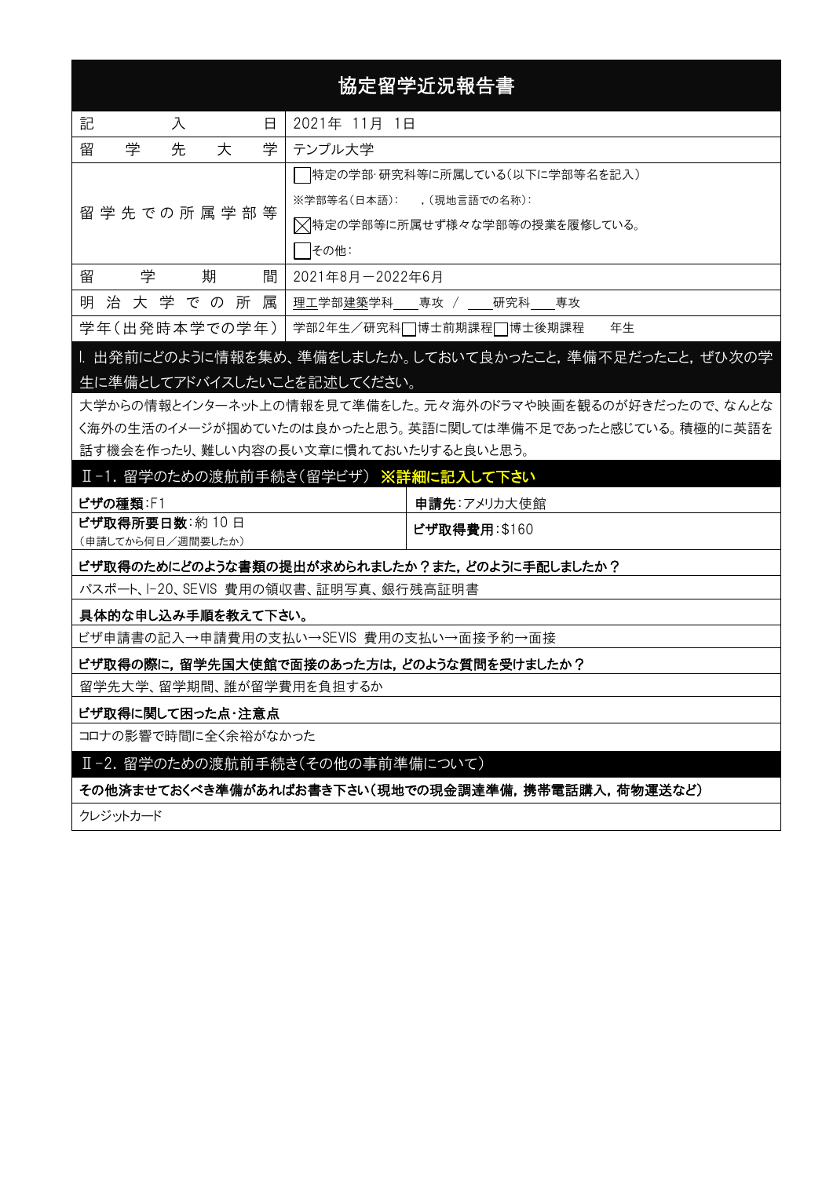# 協定留学近況報告書

| 記入日 | 2021年 11月 1日 |
|---|---|
| 留学先大学 | テンプル大学 |
| 留学先での所属学部等 | ☐特定の学部·研究科等に所属している(以下に学部等名を記入)<br>※学部等名(日本語): ,(現地言語での名称):<br>☒特定の学部等に所属せず様々な学部等の授業を履修している。<br>☐その他: |
| 留学期間 | 2021年8月－2022年6月 |
| 明治大学での所属 | 理工学部建築学科\_\_\_\_専攻 / \_\_\_\_研究科\_\_\_\_専攻 |
| 学年(出発時本学での学年) | 学部2年生/研究科☐博士前期課程☐博士後期課程　　年生 |

## Ⅰ. 出発前にどのように情報を集め、準備をしましたか。しておいて良かったこと，準備不足だったこと，ぜひ次の学生に準備としてアドバイスしたいことを記述してください。

大学からの情報とインターネット上の情報を見て準備をした。元々海外のドラマや映画を観るのが好きだったので、なんとなく海外の生活のイメージが掴めていたのは良かったと思う。英語に関しては準備不足であったと感じている。積極的に英語を話す機会を作ったり、難しい内容の長い文章に慣れておいたりすると良いと思う。

## Ⅱ-1. 留学のための渡航前手続き(留学ビザ) ※詳細に記入して下さい

| | |
|---|---|
| **ビザの種類**:F1 | **申請先**:アメリカ大使館 |
| **ビザ取得所要日数**:約 10 日<br>(申請してから何日/週間要したか) | **ビザ取得費用**:$160 |

**ビザ取得のためにどのような書類の提出が求められましたか？また，どのように手配しましたか？**

パスポート、I-20、SEVIS 費用の領収書、証明写真、銀行残高証明書

**具体的な申し込み手順を教えて下さい。**

ビザ申請書の記入→申請費用の支払い→SEVIS 費用の支払い→面接予約→面接

**ビザ取得の際に，留学先国大使館で面接のあった方は，どのような質問を受けましたか？**

留学先大学、留学期間、誰が留学費用を負担するか

**ビザ取得に関して困った点·注意点**

コロナの影響で時間に全く余裕がなかった

## Ⅱ-2. 留学のための渡航前手続き(その他の事前準備について)

**その他済ませておくべき準備があればお書き下さい(現地での現金調達準備，携帯電話購入，荷物運送など)**

クレジットカード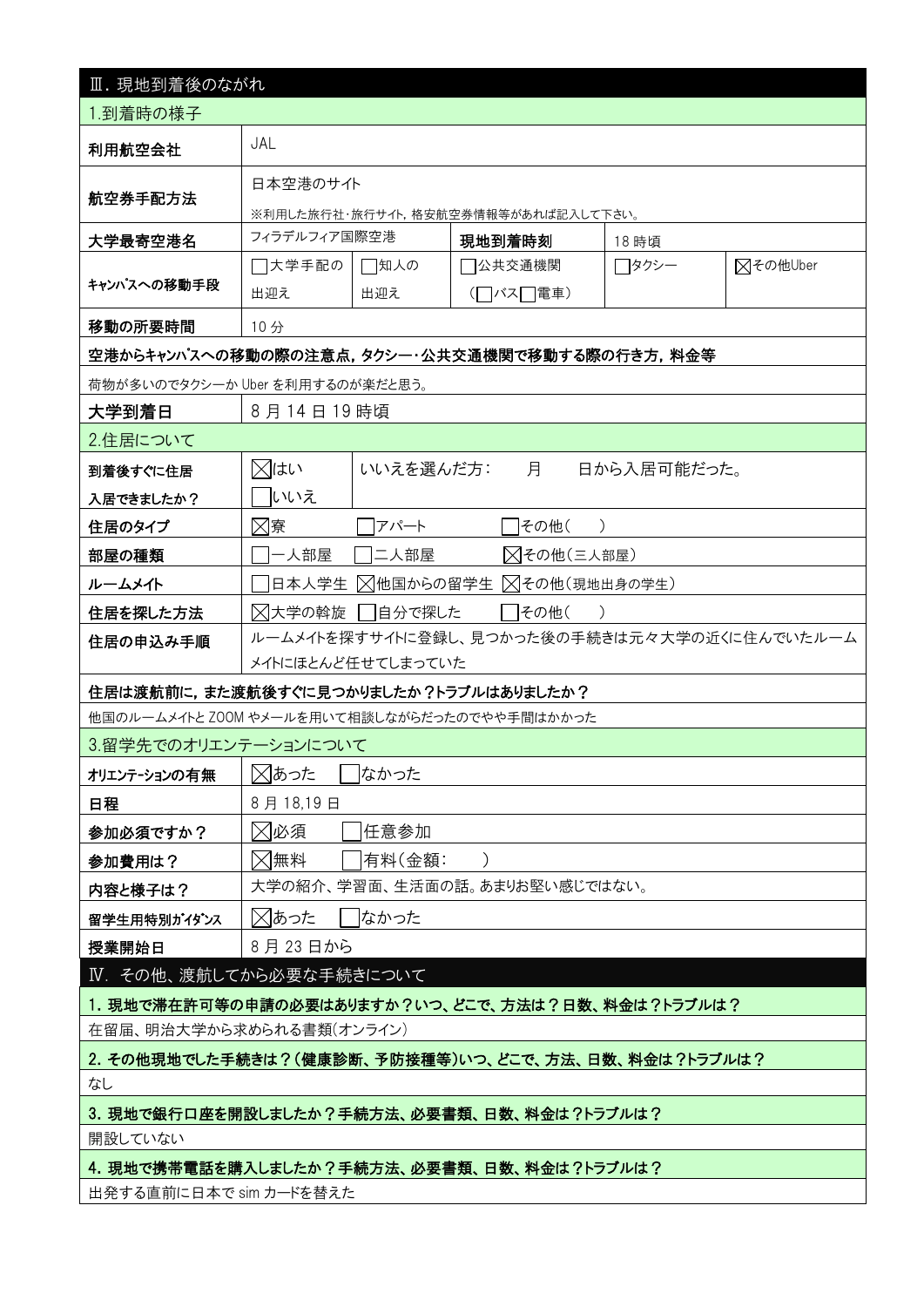## Ⅲ. 現地到着後のながれ

### 1.到着時の様子

| 項目 | 内容 | | | | |
|---|---|---|---|---|---|
| 利用航空会社 | JAL | | | | |
| 航空券手配方法 | 日本空港のサイト<br>※利用した旅行社･旅行サイト，格安航空券情報等があれば記入して下さい。 | | | | |
| 大学最寄空港名 | フィラデルフィア国際空港 | | 現地到着時刻 | 18 時頃 | |
| ｷｬﾝﾊﾟｽへの移動手段 | ☐大学手配の出迎え | ☐知人の出迎え | ☐公共交通機関（☐バス☐電車） | ☐タクシー | ☒その他Uber |
| 移動の所要時間 | 10 分 | | | | |

**空港からキャンパスへの移動の際の注意点，タクシー･公共交通機関で移動する際の行き方，料金等**

荷物が多いのでタクシーか Uber を利用するのが楽だと思う。

| 大学到着日 | 8 月 14 日 19 時頃 |
|---|---|

### 2.住居について

| 項目 | 内容 | |
|---|---|---|
| 到着後すぐに住居入居できましたか？ | ☒はい<br>☐いいえ | いいえを選んだ方： 月 日から入居可能だった。 |
| 住居のタイプ | ☒寮 ☐アパート ☐その他（ ） | |
| 部屋の種類 | ☐一人部屋 ☐二人部屋 ☒その他（三人部屋） | |
| ルームメイト | ☐日本人学生 ☒他国からの留学生 ☒その他（現地出身の学生） | |
| 住居を探した方法 | ☒大学の斡旋 ☐自分で探した ☐その他（ ） | |
| 住居の申込み手順 | ルームメイトを探すサイトに登録し、見つかった後の手続きは元々大学の近くに住んでいたルームメイトにほとんど任せてしまっていた | |

**住居は渡航前に，また渡航後すぐに見つかりましたか？トラブルはありましたか？**

他国のルームメイトと ZOOM やメールを用いて相談しながらだったのでやや手間はかかった

### 3.留学先でのオリエンテーションについて

| 項目 | 内容 |
|---|---|
| ｵﾘｴﾝﾃｰｼｮﾝの有無 | ☒あった ☐なかった |
| 日程 | 8 月 18,19 日 |
| 参加必須ですか？ | ☒必須 ☐任意参加 |
| 参加費用は？ | ☒無料 ☐有料（金額： ） |
| 内容と様子は？ | 大学の紹介、学習面、生活面の話。あまりお堅い感じではない。 |
| 留学生用特別ｶﾞｲﾀﾞﾝｽ | ☒あった ☐なかった |
| 授業開始日 | 8 月 23 日から |

## Ⅳ. その他、渡航してから必要な手続きについて

**1. 現地で滞在許可等の申請の必要はありますか？いつ、どこで、方法は？日数、料金は？トラブルは？**

在留届、明治大学から求められる書類(オンライン)

**2. その他現地でした手続きは？（健康診断、予防接種等）いつ、どこで、方法、日数、料金は？トラブルは？**

なし

**3. 現地で銀行口座を開設しましたか？手続方法、必要書類、日数、料金は？トラブルは？**

開設していない

**4. 現地で携帯電話を購入しましたか？手続方法、必要書類、日数、料金は？トラブルは？**

出発する直前に日本で sim カードを替えた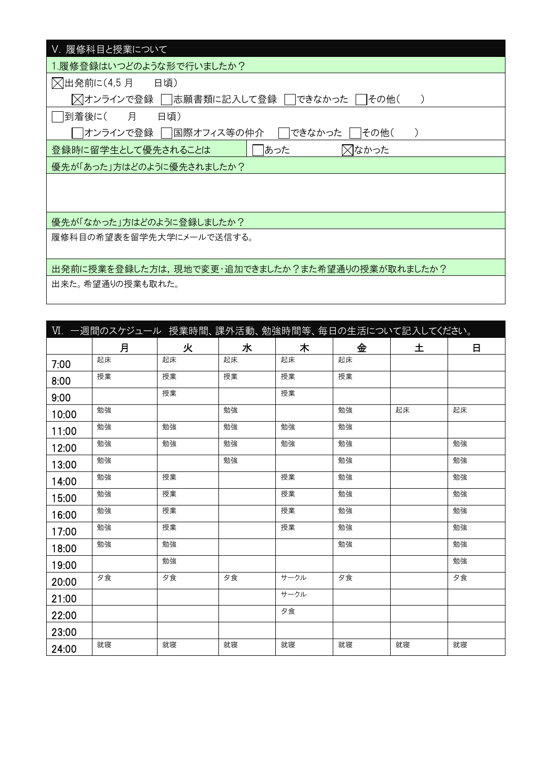## V. 履修科目と授業について

**1.履修登録はいつどのような形で行いましたか？**

☒出発前に(4,5 月　　日頃)

　☒オンラインで登録 ☐志願書類に記入して登録 ☐できなかった ☐その他(　　)

☐到着後に(　　月　　日頃)

　☐オンラインで登録 ☐国際オフィス等の仲介 ☐できなかった ☐その他(　　)

登録時に留学生として優先されることは ☐あった ☒なかった

**優先が「あった」方はどのように優先されましたか？**

**優先が「なかった」方はどのように登録しましたか？**

履修科目の希望表を留学先大学にメールで送信する。

**出発前に授業を登録した方は，現地で変更･追加できましたか？また希望通りの授業が取れましたか？**

出来た。希望通りの授業も取れた。

## VI. 一週間のスケジュール 授業時間、課外活動、勉強時間等、毎日の生活について記入してください。

| | 月 | 火 | 水 | 木 | 金 | 土 | 日 |
|---|---|---|---|---|---|---|---|
| 7:00 | 起床 | 起床 | 起床 | 起床 | 起床 | | |
| 8:00 | 授業 | 授業 | 授業 | 授業 | 授業 | | |
| 9:00 | | 授業 | | 授業 | | | |
| 10:00 | 勉強 | | 勉強 | | 勉強 | 起床 | 起床 |
| 11:00 | 勉強 | 勉強 | 勉強 | 勉強 | 勉強 | | |
| 12:00 | 勉強 | 勉強 | 勉強 | 勉強 | 勉強 | | 勉強 |
| 13:00 | 勉強 | | 勉強 | | 勉強 | | 勉強 |
| 14:00 | 勉強 | 授業 | | 授業 | 勉強 | | 勉強 |
| 15:00 | 勉強 | 授業 | | 授業 | 勉強 | | 勉強 |
| 16:00 | 勉強 | 授業 | | 授業 | 勉強 | | 勉強 |
| 17:00 | 勉強 | 授業 | | 授業 | 勉強 | | 勉強 |
| 18:00 | 勉強 | 勉強 | | | 勉強 | | 勉強 |
| 19:00 | | 勉強 | | | | | 勉強 |
| 20:00 | 夕食 | 夕食 | 夕食 | サークル | 夕食 | | 夕食 |
| 21:00 | | | | サークル | | | |
| 22:00 | | | | 夕食 | | | |
| 23:00 | | | | | | | |
| 24:00 | 就寝 | 就寝 | 就寝 | 就寝 | 就寝 | 就寝 | 就寝 |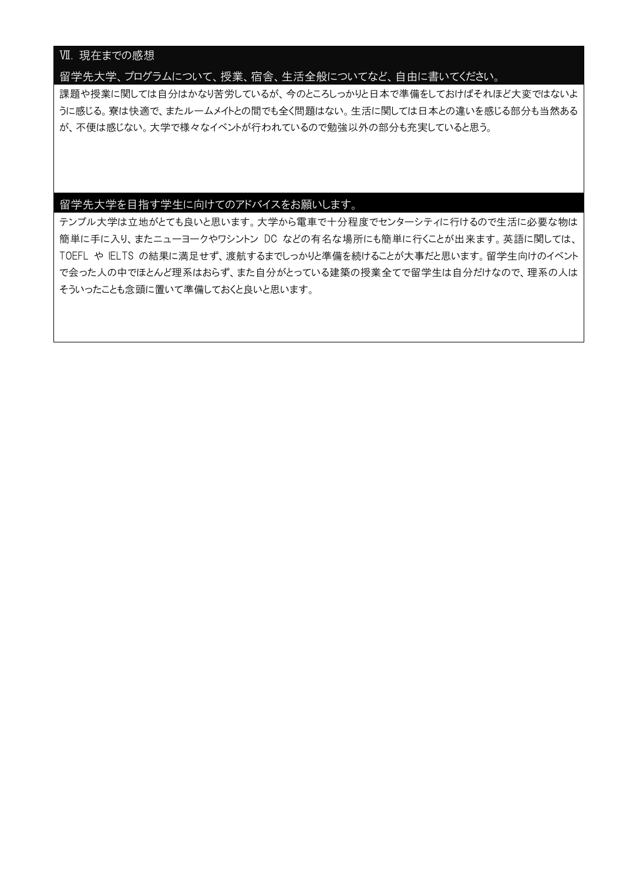## Ⅶ. 現在までの感想

### 留学先大学、プログラムについて、授業、宿舎、生活全般についてなど、自由に書いてください。

課題や授業に関しては自分はかなり苦労しているが、今のところしっかりと日本で準備をしておけばそれほど大変ではないように感じる。寮は快適で、またルームメイトとの間でも全く問題はない。生活に関しては日本との違いを感じる部分も当然あるが、不便は感じない。大学で様々なイベントが行われているので勉強以外の部分も充実していると思う。

### 留学先大学を目指す学生に向けてのアドバイスをお願いします。

テンプル大学は立地がとても良いと思います。大学から電車で十分程度でセンターシティに行けるので生活に必要な物は簡単に手に入り、またニューヨークやワシントン DC などの有名な場所にも簡単に行くことが出来ます。英語に関しては、TOEFL や IELTS の結果に満足せず、渡航するまでしっかりと準備を続けることが大事だと思います。留学生向けのイベントで会った人の中でほとんど理系はおらず、また自分がとっている建築の授業全てで留学生は自分だけなので、理系の人はそういったことも念頭に置いて準備しておくと良いと思います。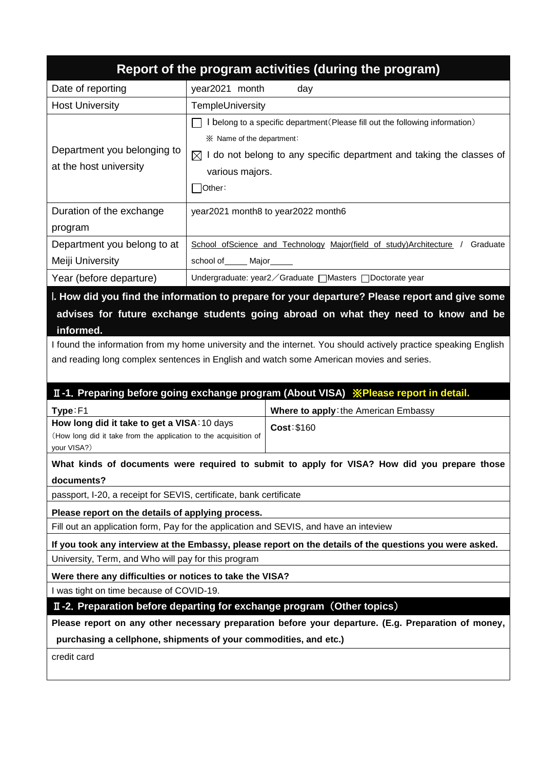# Report of the program activities (during the program)

| Date of reporting | year2021 month day |
|---|---|
| Host University | TempleUniversity |
| Department you belonging to at the host university | ☐ I belong to a specific department(Please fill out the following information)<br>※ Name of the department:<br>☒ I do not belong to any specific department and taking the classes of various majors.<br>☐Other: |
| Duration of the exchange program | year2021 month8 to year2022 month6 |
| Department you belong to at Meiji University | School ofScience and Technology Major(field of study)Architecture / Graduate school of_____ Major_____ |
| Year (before departure) | Undergraduate: year2／Graduate ☐Masters ☐Doctorate year |

## Ⅰ. How did you find the information to prepare for your departure? Please report and give some advises for future exchange students going abroad on what they need to know and be informed.

I found the information from my home university and the internet. You should actively practice speaking English and reading long complex sentences in English and watch some American movies and series.

## Ⅱ-1. Preparing before going exchange program (About VISA) ※Please report in detail.

| **Type**:F1 | **Where to apply**:the American Embassy |
|---|---|
| **How long did it take to get a VISA**:10 days<br>(How long did it take from the application to the acquisition of your VISA?) | **Cost**:$160 |

**What kinds of documents were required to submit to apply for VISA? How did you prepare those documents?**

passport, I-20, a receipt for SEVIS, certificate, bank certificate

**Please report on the details of applying process.**

Fill out an application form, Pay for the application and SEVIS, and have an inteview

**If you took any interview at the Embassy, please report on the details of the questions you were asked.**

University, Term, and Who will pay for this program

**Were there any difficulties or notices to take the VISA?**

I was tight on time because of COVID-19.

## Ⅱ-2. Preparation before departing for exchange program（Other topics）

**Please report on any other necessary preparation before your departure. (E.g. Preparation of money, purchasing a cellphone, shipments of your commodities, and etc.)**

credit card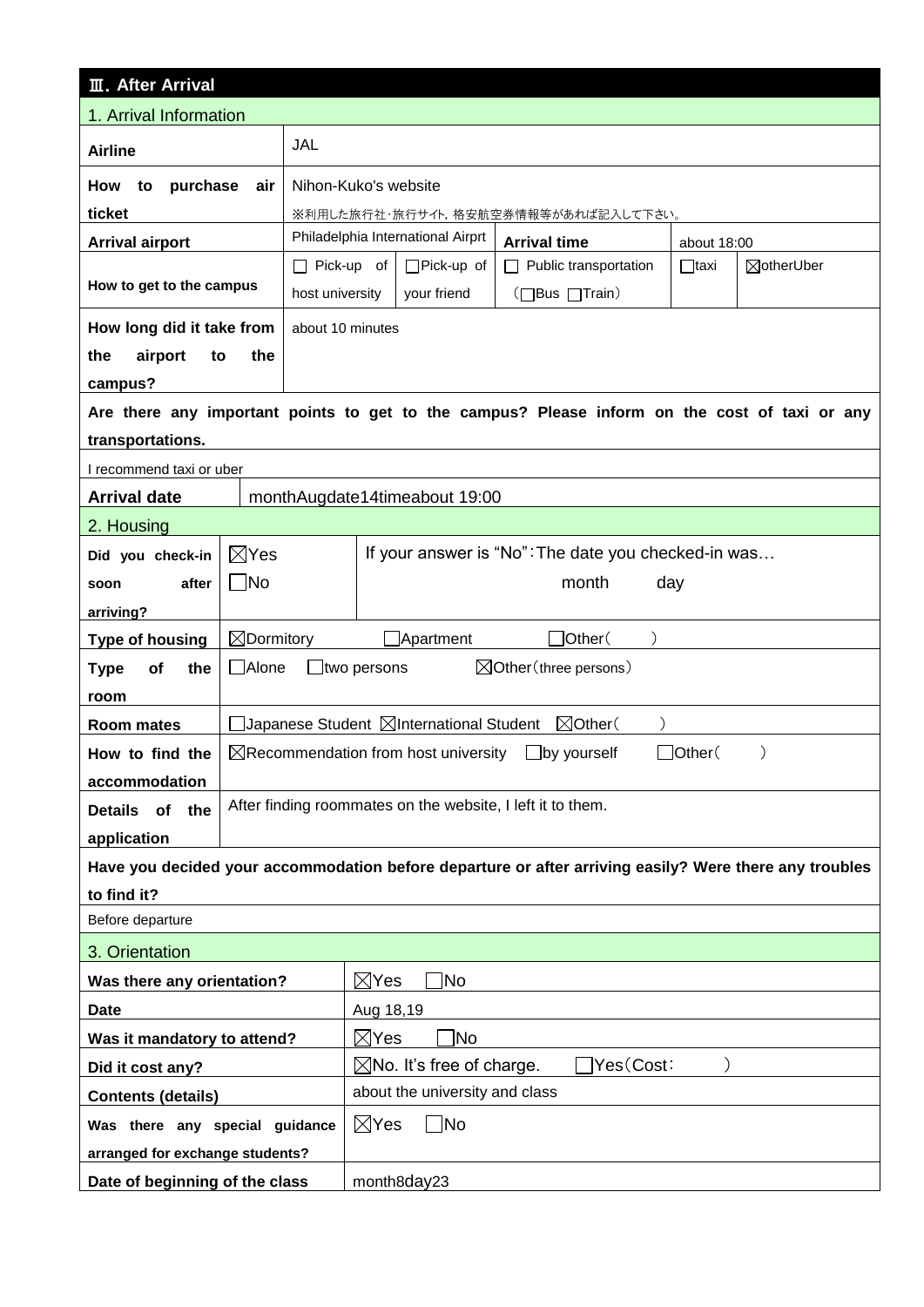## Ⅲ. After Arrival

### 1. Arrival Information

| | | | | | |
|---|---|---|---|---|---|
| **Airline** | JAL | | | | |
| **How to purchase air ticket** | Nihon-Kuko's website<br>※利用した旅行社･旅行サイト, 格安航空券情報等があれば記入して下さい。 | | | | |
| **Arrival airport** | Philadelphia International Airprt | | **Arrival time** | about 18:00 | |
| **How to get to the campus** | ☐ Pick-up of host university | ☐Pick-up of your friend | ☐ Public transportation (☐Bus ☐Train) | ☐taxi | ☒otherUber |
| **How long did it take from the airport to the campus?** | about 10 minutes | | | | |

**Are there any important points to get to the campus? Please inform on the cost of taxi or any transportations.**

I recommend taxi or uber

| | |
|---|---|
| **Arrival date** | monthAugdate14timeabout 19:00 |

### 2. Housing

| | | |
|---|---|---|
| **Did you check-in soon after arriving?** | ☒Yes<br>☐No | If your answer is "No":The date you checked-in was… month day |
| **Type of housing** | ☒Dormitory ☐Apartment ☐Other( ) | |
| **Type of the room** | ☐Alone ☐two persons ☒Other(three persons) | |
| **Room mates** | ☐Japanese Student ☒International Student ☒Other( ) | |
| **How to find the accommodation** | ☒Recommendation from host university ☐by yourself ☐Other( ) | |
| **Details of the application** | After finding roommates on the website, I left it to them. | |

**Have you decided your accommodation before departure or after arriving easily? Were there any troubles to find it?**

Before departure

### 3. Orientation

| | |
|---|---|
| **Was there any orientation?** | ☒Yes ☐No |
| **Date** | Aug 18,19 |
| **Was it mandatory to attend?** | ☒Yes ☐No |
| **Did it cost any?** | ☒No. It's free of charge. ☐Yes(Cost: ) |
| **Contents (details)** | about the university and class |
| **Was there any special guidance arranged for exchange students?** | ☒Yes ☐No |
| **Date of beginning of the class** | month8day23 |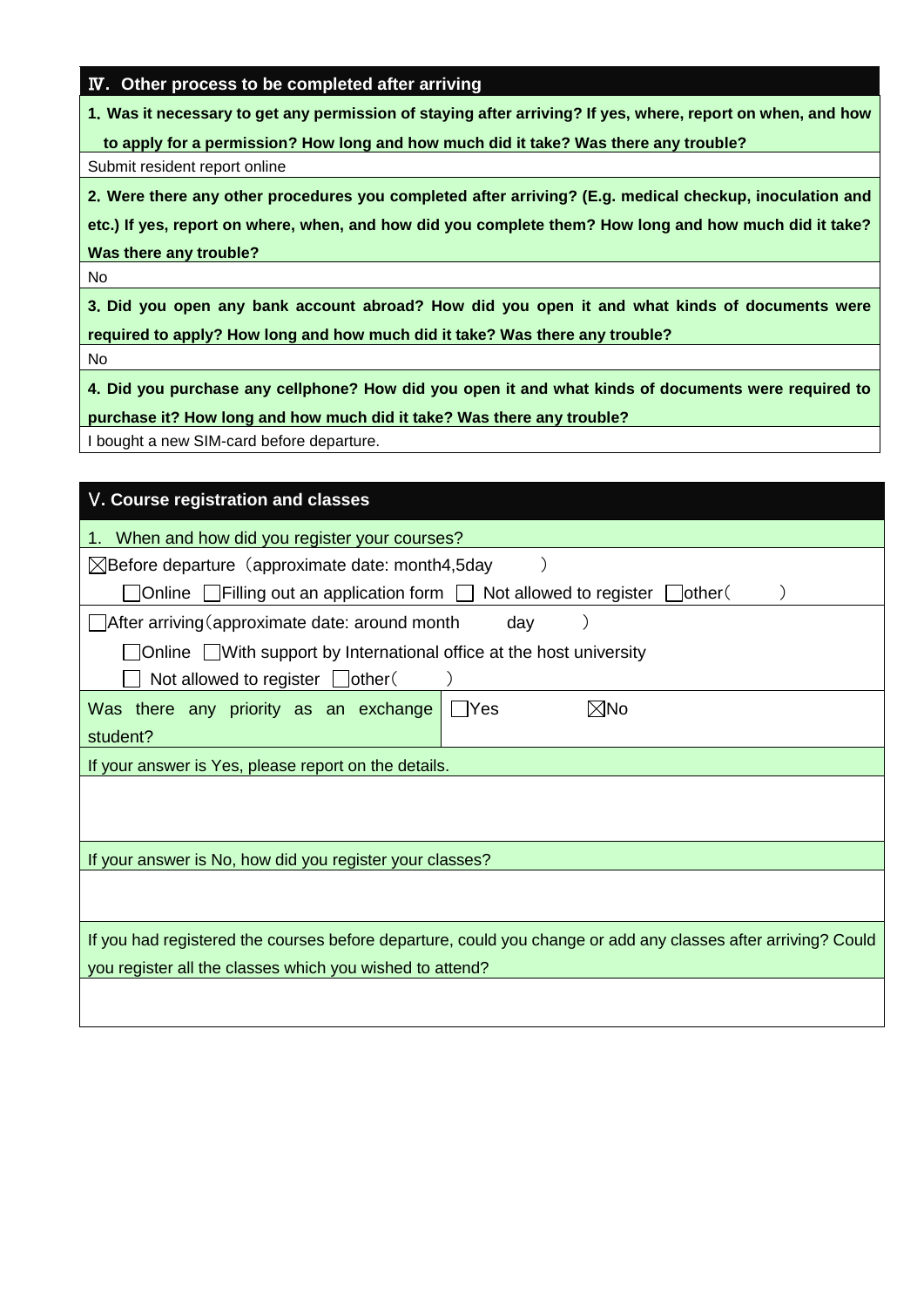## Ⅳ. Other process to be completed after arriving

**1. Was it necessary to get any permission of staying after arriving? If yes, where, report on when, and how to apply for a permission? How long and how much did it take? Was there any trouble?**

Submit resident report online

**2. Were there any other procedures you completed after arriving? (E.g. medical checkup, inoculation and etc.) If yes, report on where, when, and how did you complete them? How long and how much did it take? Was there any trouble?**

No

**3. Did you open any bank account abroad? How did you open it and what kinds of documents were required to apply? How long and how much did it take? Was there any trouble?**

No

**4. Did you purchase any cellphone? How did you open it and what kinds of documents were required to purchase it? How long and how much did it take? Was there any trouble?**

I bought a new SIM-card before departure.

## Ⅴ. Course registration and classes

1. When and how did you register your courses?

☒Before departure（approximate date: month4,5day　　）

☐Online ☐Filling out an application form ☐ Not allowed to register ☐other(　　)

☐After arriving（approximate date: around month　　day　　）

☐Online ☐With support by International office at the host university

☐ Not allowed to register ☐other(　　)

| | |
|---|---|
| Was there any priority as an exchange student? | ☐Yes　　☒No |

If your answer is Yes, please report on the details.

If your answer is No, how did you register your classes?

If you had registered the courses before departure, could you change or add any classes after arriving? Could you register all the classes which you wished to attend?